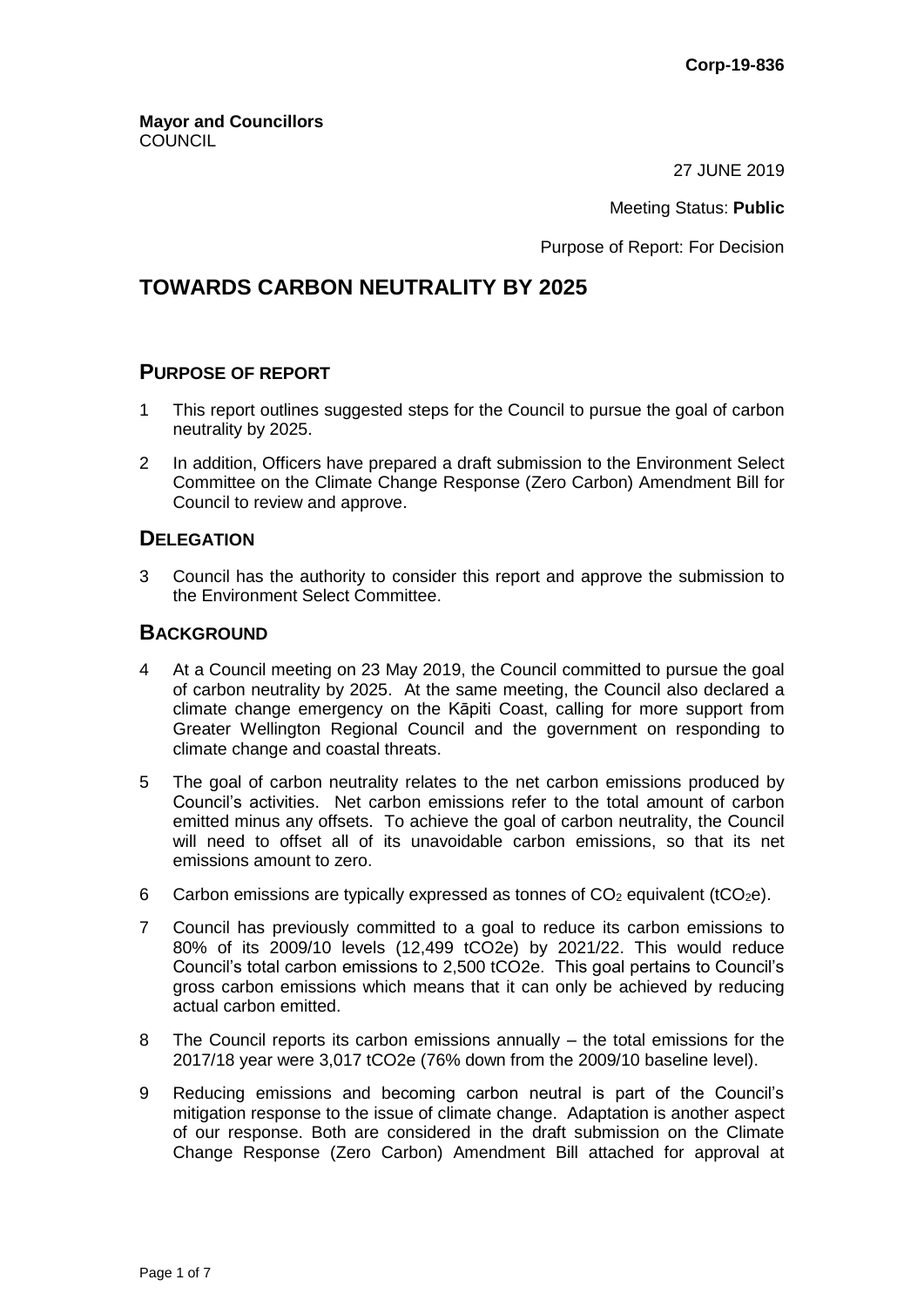**Corp-19-836**

**Mayor and Councillors**
COUNCIL

27 JUNE 2019

Meeting Status: **Public**

Purpose of Report: For Decision

# TOWARDS CARBON NEUTRALITY BY 2025

## PURPOSE OF REPORT

1 This report outlines suggested steps for the Council to pursue the goal of carbon neutrality by 2025.

2 In addition, Officers have prepared a draft submission to the Environment Select Committee on the Climate Change Response (Zero Carbon) Amendment Bill for Council to review and approve.

## DELEGATION

3 Council has the authority to consider this report and approve the submission to the Environment Select Committee.

## BACKGROUND

4 At a Council meeting on 23 May 2019, the Council committed to pursue the goal of carbon neutrality by 2025. At the same meeting, the Council also declared a climate change emergency on the Kāpiti Coast, calling for more support from Greater Wellington Regional Council and the government on responding to climate change and coastal threats.

5 The goal of carbon neutrality relates to the net carbon emissions produced by Council's activities. Net carbon emissions refer to the total amount of carbon emitted minus any offsets. To achieve the goal of carbon neutrality, the Council will need to offset all of its unavoidable carbon emissions, so that its net emissions amount to zero.

6 Carbon emissions are typically expressed as tonnes of $CO_2$ equivalent ($tCO_2e$).

7 Council has previously committed to a goal to reduce its carbon emissions to 80% of its 2009/10 levels (12,499 tCO2e) by 2021/22. This would reduce Council's total carbon emissions to 2,500 tCO2e. This goal pertains to Council's gross carbon emissions which means that it can only be achieved by reducing actual carbon emitted.

8 The Council reports its carbon emissions annually – the total emissions for the 2017/18 year were 3,017 tCO2e (76% down from the 2009/10 baseline level).

9 Reducing emissions and becoming carbon neutral is part of the Council's mitigation response to the issue of climate change. Adaptation is another aspect of our response. Both are considered in the draft submission on the Climate Change Response (Zero Carbon) Amendment Bill attached for approval at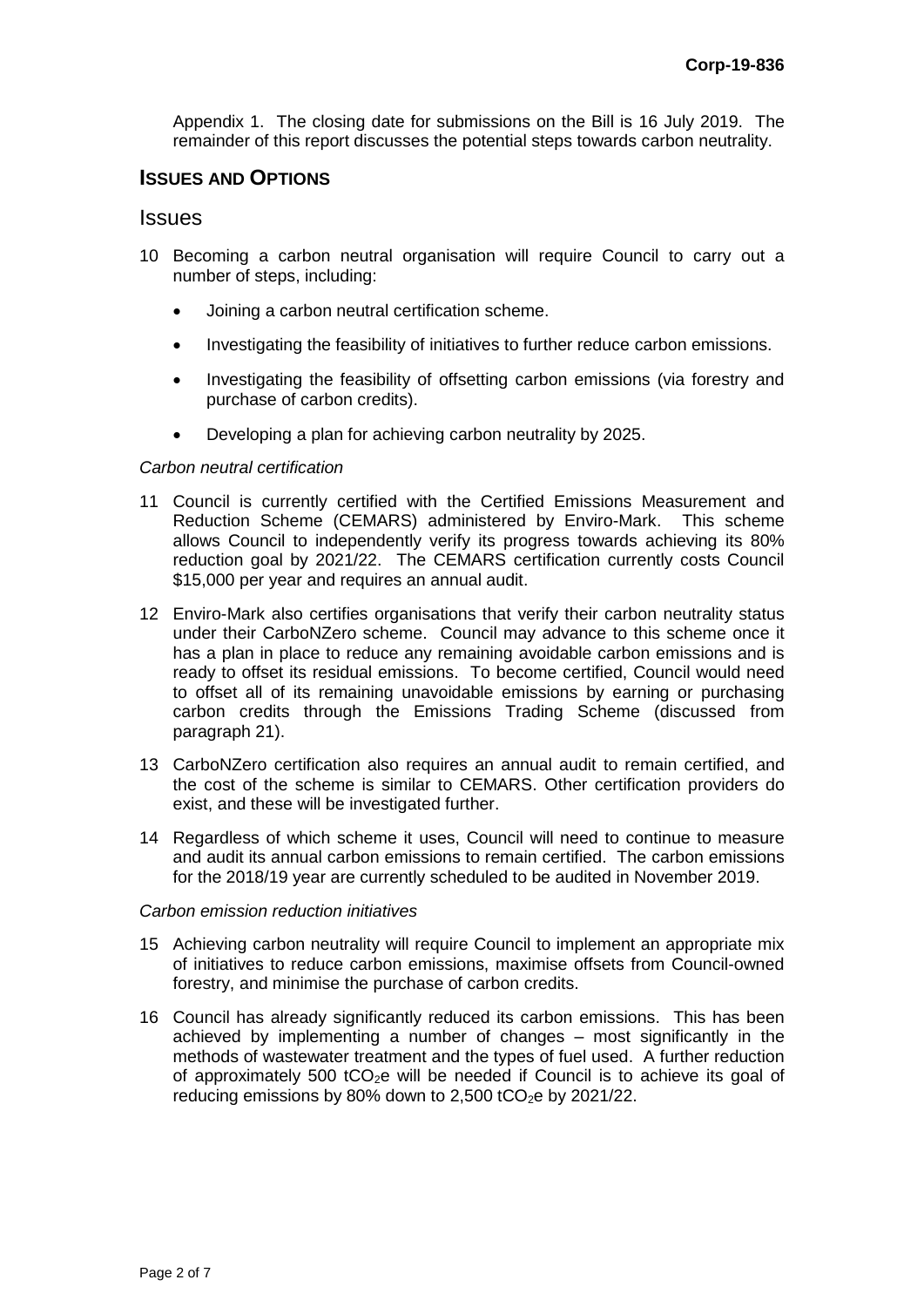Appendix 1. The closing date for submissions on the Bill is 16 July 2019. The remainder of this report discusses the potential steps towards carbon neutrality.

## ISSUES AND OPTIONS

### Issues

10 Becoming a carbon neutral organisation will require Council to carry out a number of steps, including:

- Joining a carbon neutral certification scheme.
- Investigating the feasibility of initiatives to further reduce carbon emissions.
- Investigating the feasibility of offsetting carbon emissions (via forestry and purchase of carbon credits).
- Developing a plan for achieving carbon neutrality by 2025.

*Carbon neutral certification*

11 Council is currently certified with the Certified Emissions Measurement and Reduction Scheme (CEMARS) administered by Enviro-Mark. This scheme allows Council to independently verify its progress towards achieving its 80% reduction goal by 2021/22. The CEMARS certification currently costs Council $15,000 per year and requires an annual audit.

12 Enviro-Mark also certifies organisations that verify their carbon neutrality status under their CarboNZero scheme. Council may advance to this scheme once it has a plan in place to reduce any remaining avoidable carbon emissions and is ready to offset its residual emissions. To become certified, Council would need to offset all of its remaining unavoidable emissions by earning or purchasing carbon credits through the Emissions Trading Scheme (discussed from paragraph 21).

13 CarboNZero certification also requires an annual audit to remain certified, and the cost of the scheme is similar to CEMARS. Other certification providers do exist, and these will be investigated further.

14 Regardless of which scheme it uses, Council will need to continue to measure and audit its annual carbon emissions to remain certified. The carbon emissions for the 2018/19 year are currently scheduled to be audited in November 2019.

*Carbon emission reduction initiatives*

15 Achieving carbon neutrality will require Council to implement an appropriate mix of initiatives to reduce carbon emissions, maximise offsets from Council-owned forestry, and minimise the purchase of carbon credits.

16 Council has already significantly reduced its carbon emissions. This has been achieved by implementing a number of changes – most significantly in the methods of wastewater treatment and the types of fuel used. A further reduction of approximately 500 $tCO_2e$ will be needed if Council is to achieve its goal of reducing emissions by 80% down to 2,500 $tCO_2e$ by 2021/22.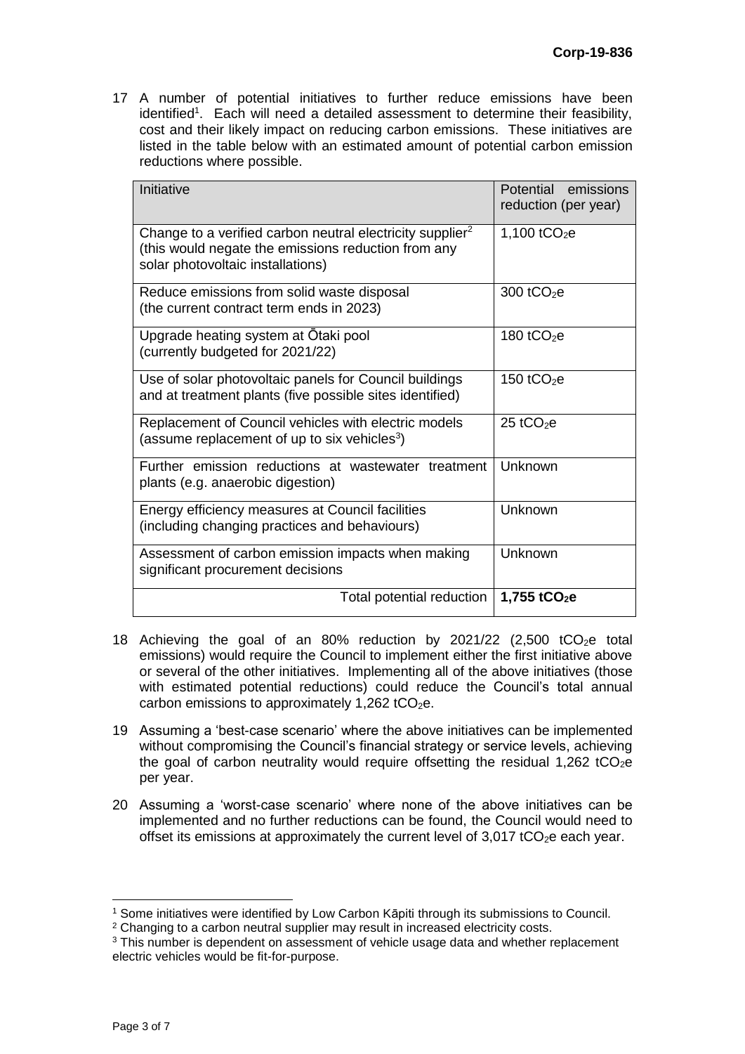17 A number of potential initiatives to further reduce emissions have been identified[1]. Each will need a detailed assessment to determine their feasibility, cost and their likely impact on reducing carbon emissions. These initiatives are listed in the table below with an estimated amount of potential carbon emission reductions where possible.

| Initiative | Potential emissions reduction (per year) |
| --- | --- |
| Change to a verified carbon neutral electricity supplier[2] (this would negate the emissions reduction from any solar photovoltaic installations) | 1,100 $tCO_2e$ |
| Reduce emissions from solid waste disposal (the current contract term ends in 2023) | 300 $tCO_2e$ |
| Upgrade heating system at Ōtaki pool (currently budgeted for 2021/22) | 180 $tCO_2e$ |
| Use of solar photovoltaic panels for Council buildings and at treatment plants (five possible sites identified) | 150 $tCO_2e$ |
| Replacement of Council vehicles with electric models (assume replacement of up to six vehicles[3]) | 25 $tCO_2e$ |
| Further emission reductions at wastewater treatment plants (e.g. anaerobic digestion) | Unknown |
| Energy efficiency measures at Council facilities (including changing practices and behaviours) | Unknown |
| Assessment of carbon emission impacts when making significant procurement decisions | Unknown |
| Total potential reduction | **1,755 $tCO_2e$** |

18 Achieving the goal of an 80% reduction by 2021/22 (2,500 $tCO_2e$ total emissions) would require the Council to implement either the first initiative above or several of the other initiatives. Implementing all of the above initiatives (those with estimated potential reductions) could reduce the Council's total annual carbon emissions to approximately 1,262 $tCO_2e$.

19 Assuming a 'best-case scenario' where the above initiatives can be implemented without compromising the Council's financial strategy or service levels, achieving the goal of carbon neutrality would require offsetting the residual 1,262 $tCO_2e$ per year.

20 Assuming a 'worst-case scenario' where none of the above initiatives can be implemented and no further reductions can be found, the Council would need to offset its emissions at approximately the current level of 3,017 $tCO_2e$ each year.

---

[1] Some initiatives were identified by Low Carbon Kāpiti through its submissions to Council.

[2] Changing to a carbon neutral supplier may result in increased electricity costs.

[3] This number is dependent on assessment of vehicle usage data and whether replacement electric vehicles would be fit-for-purpose.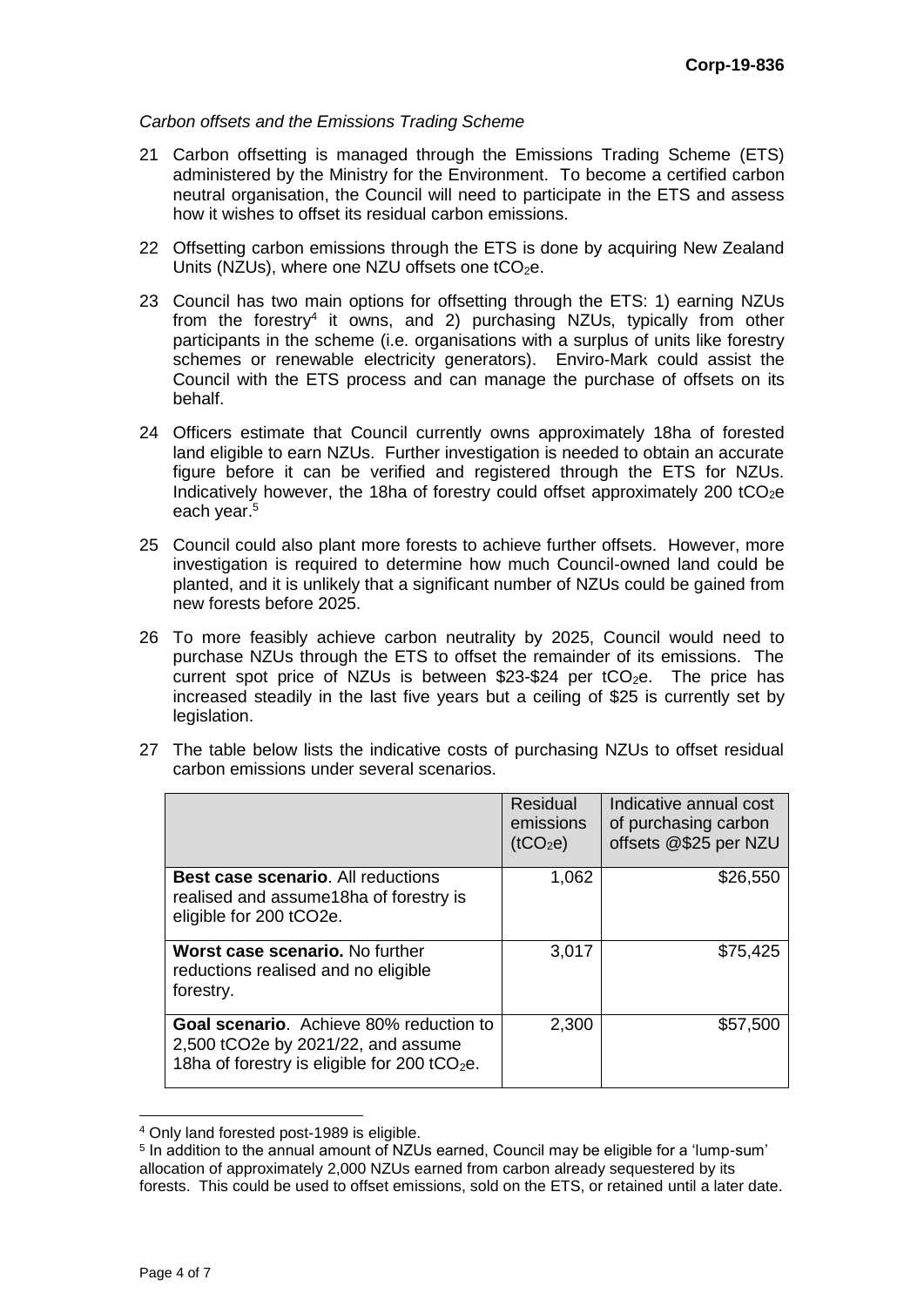*Carbon offsets and the Emissions Trading Scheme*

21 Carbon offsetting is managed through the Emissions Trading Scheme (ETS) administered by the Ministry for the Environment. To become a certified carbon neutral organisation, the Council will need to participate in the ETS and assess how it wishes to offset its residual carbon emissions.

22 Offsetting carbon emissions through the ETS is done by acquiring New Zealand Units (NZUs), where one NZU offsets one $tCO_2e$.

23 Council has two main options for offsetting through the ETS: 1) earning NZUs from the forestry[4] it owns, and 2) purchasing NZUs, typically from other participants in the scheme (i.e. organisations with a surplus of units like forestry schemes or renewable electricity generators). Enviro-Mark could assist the Council with the ETS process and can manage the purchase of offsets on its behalf.

24 Officers estimate that Council currently owns approximately 18ha of forested land eligible to earn NZUs. Further investigation is needed to obtain an accurate figure before it can be verified and registered through the ETS for NZUs. Indicatively however, the 18ha of forestry could offset approximately 200 $tCO_2e$ each year.[5]

25 Council could also plant more forests to achieve further offsets. However, more investigation is required to determine how much Council-owned land could be planted, and it is unlikely that a significant number of NZUs could be gained from new forests before 2025.

26 To more feasibly achieve carbon neutrality by 2025, Council would need to purchase NZUs through the ETS to offset the remainder of its emissions. The current spot price of NZUs is between \$23-\$24 per $tCO_2e$. The price has increased steadily in the last five years but a ceiling of \$25 is currently set by legislation.

27 The table below lists the indicative costs of purchasing NZUs to offset residual carbon emissions under several scenarios.

| | Residual emissions ($tCO_2e$) | Indicative annual cost of purchasing carbon offsets @\$25 per NZU |
|---|---|---|
| **Best case scenario**. All reductions realised and assume18ha of forestry is eligible for 200 tCO2e. | 1,062 | \$26,550 |
| **Worst case scenario.** No further reductions realised and no eligible forestry. | 3,017 | \$75,425 |
| **Goal scenario**. Achieve 80% reduction to 2,500 tCO2e by 2021/22, and assume 18ha of forestry is eligible for 200 $tCO_2e$. | 2,300 | \$57,500 |

[4] Only land forested post-1989 is eligible.

[5] In addition to the annual amount of NZUs earned, Council may be eligible for a 'lump-sum' allocation of approximately 2,000 NZUs earned from carbon already sequestered by its forests. This could be used to offset emissions, sold on the ETS, or retained until a later date.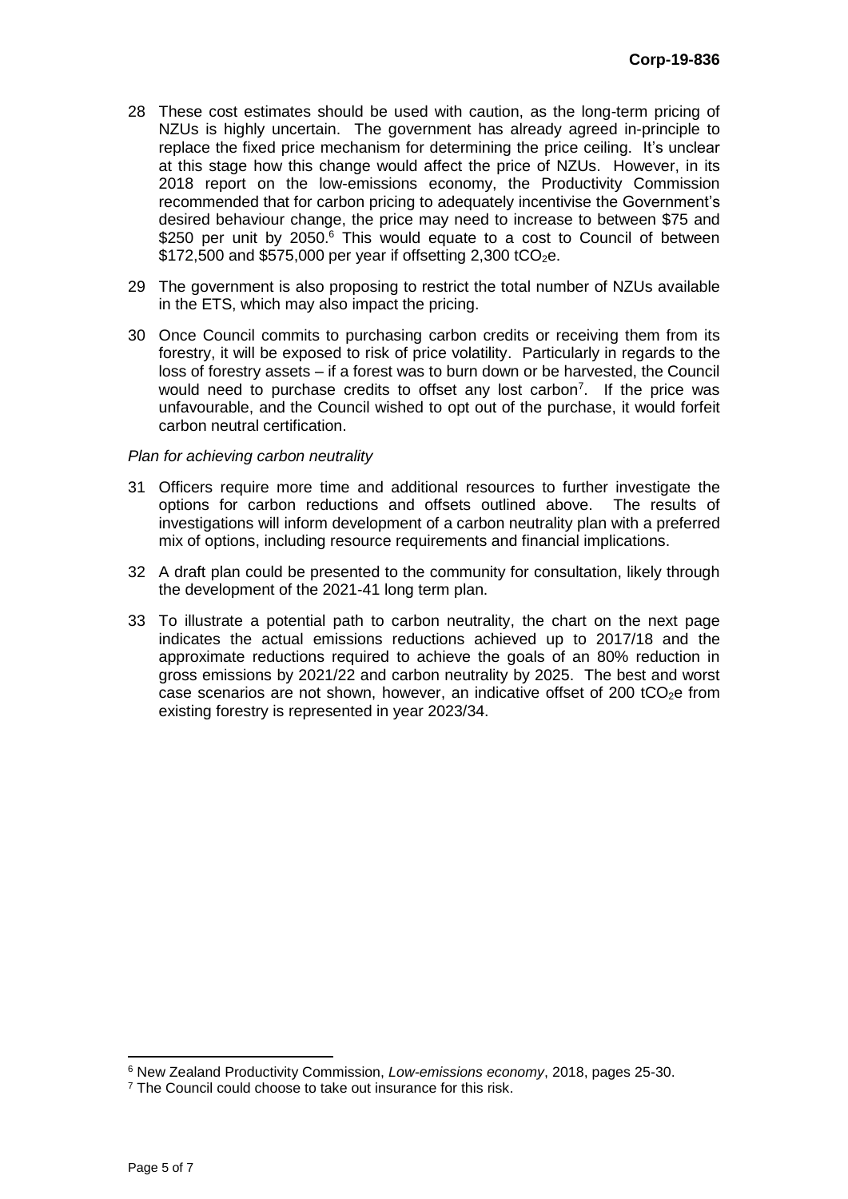28 These cost estimates should be used with caution, as the long-term pricing of NZUs is highly uncertain. The government has already agreed in-principle to replace the fixed price mechanism for determining the price ceiling. It's unclear at this stage how this change would affect the price of NZUs. However, in its 2018 report on the low-emissions economy, the Productivity Commission recommended that for carbon pricing to adequately incentivise the Government's desired behaviour change, the price may need to increase to between $75 and $250 per unit by 2050.[6] This would equate to a cost to Council of between $172,500 and $575,000 per year if offsetting 2,300 $tCO_2e$.

29 The government is also proposing to restrict the total number of NZUs available in the ETS, which may also impact the pricing.

30 Once Council commits to purchasing carbon credits or receiving them from its forestry, it will be exposed to risk of price volatility. Particularly in regards to the loss of forestry assets – if a forest was to burn down or be harvested, the Council would need to purchase credits to offset any lost carbon[7]. If the price was unfavourable, and the Council wished to opt out of the purchase, it would forfeit carbon neutral certification.

*Plan for achieving carbon neutrality*

31 Officers require more time and additional resources to further investigate the options for carbon reductions and offsets outlined above. The results of investigations will inform development of a carbon neutrality plan with a preferred mix of options, including resource requirements and financial implications.

32 A draft plan could be presented to the community for consultation, likely through the development of the 2021-41 long term plan.

33 To illustrate a potential path to carbon neutrality, the chart on the next page indicates the actual emissions reductions achieved up to 2017/18 and the approximate reductions required to achieve the goals of an 80% reduction in gross emissions by 2021/22 and carbon neutrality by 2025. The best and worst case scenarios are not shown, however, an indicative offset of 200 $tCO_2e$ from existing forestry is represented in year 2023/34.

[6] New Zealand Productivity Commission, *Low-emissions economy*, 2018, pages 25-30.

[7] The Council could choose to take out insurance for this risk.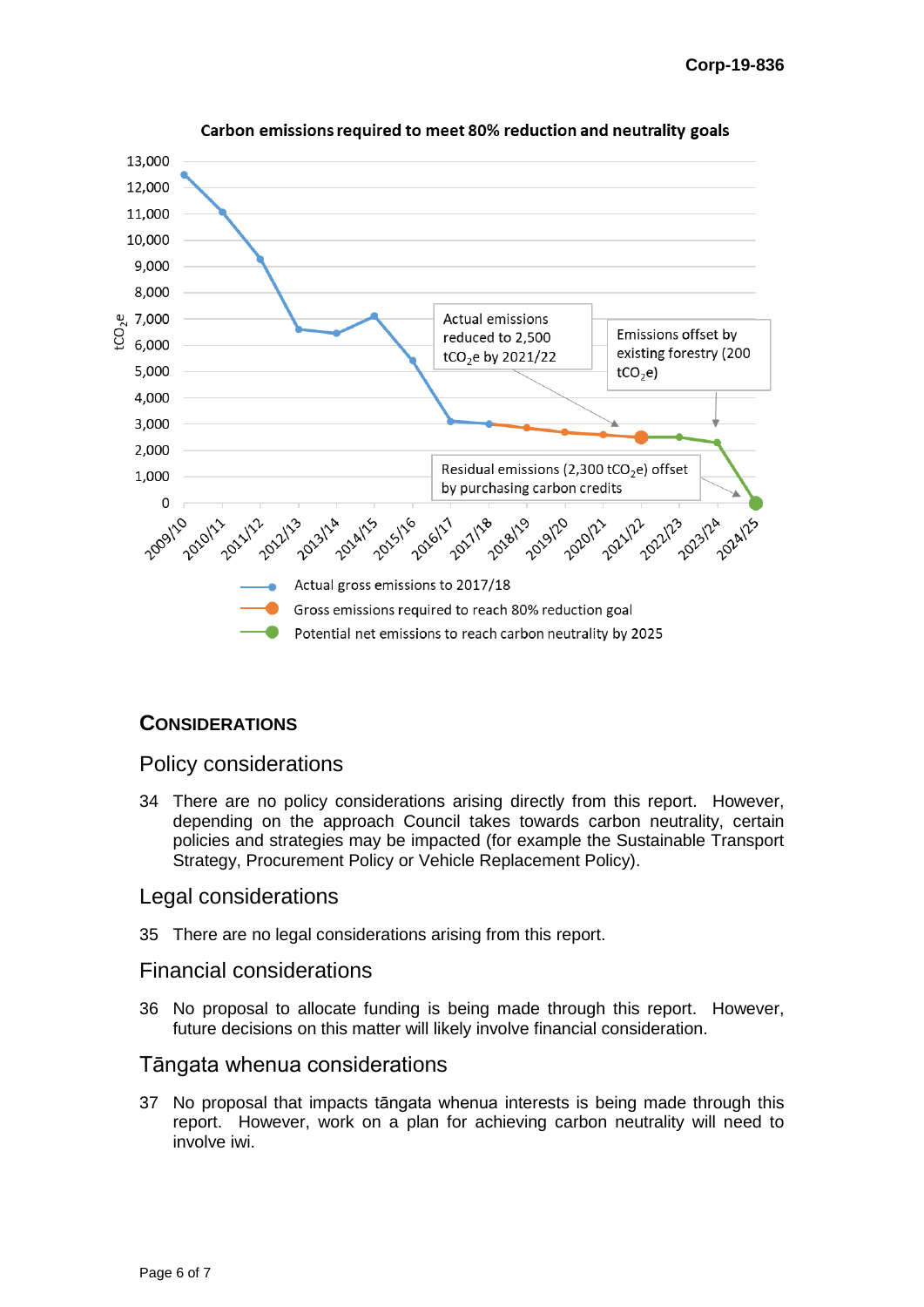**Carbon emissions required to meet 80% reduction and neutrality goals**

Actual emissions reduced to 2,500 $tCO_2e$ by 2021/22

Emissions offset by existing forestry (200 $tCO_2e$)

Residual emissions (2,300 $tCO_2e$) offset by purchasing carbon credits

- Actual gross emissions to 2017/18
- Gross emissions required to reach 80% reduction goal
- Potential net emissions to reach carbon neutrality by 2025

## CONSIDERATIONS

### Policy considerations

34 There are no policy considerations arising directly from this report. However, depending on the approach Council takes towards carbon neutrality, certain policies and strategies may be impacted (for example the Sustainable Transport Strategy, Procurement Policy or Vehicle Replacement Policy).

### Legal considerations

35 There are no legal considerations arising from this report.

### Financial considerations

36 No proposal to allocate funding is being made through this report. However, future decisions on this matter will likely involve financial consideration.

### Tāngata whenua considerations

37 No proposal that impacts tāngata whenua interests is being made through this report. However, work on a plan for achieving carbon neutrality will need to involve iwi.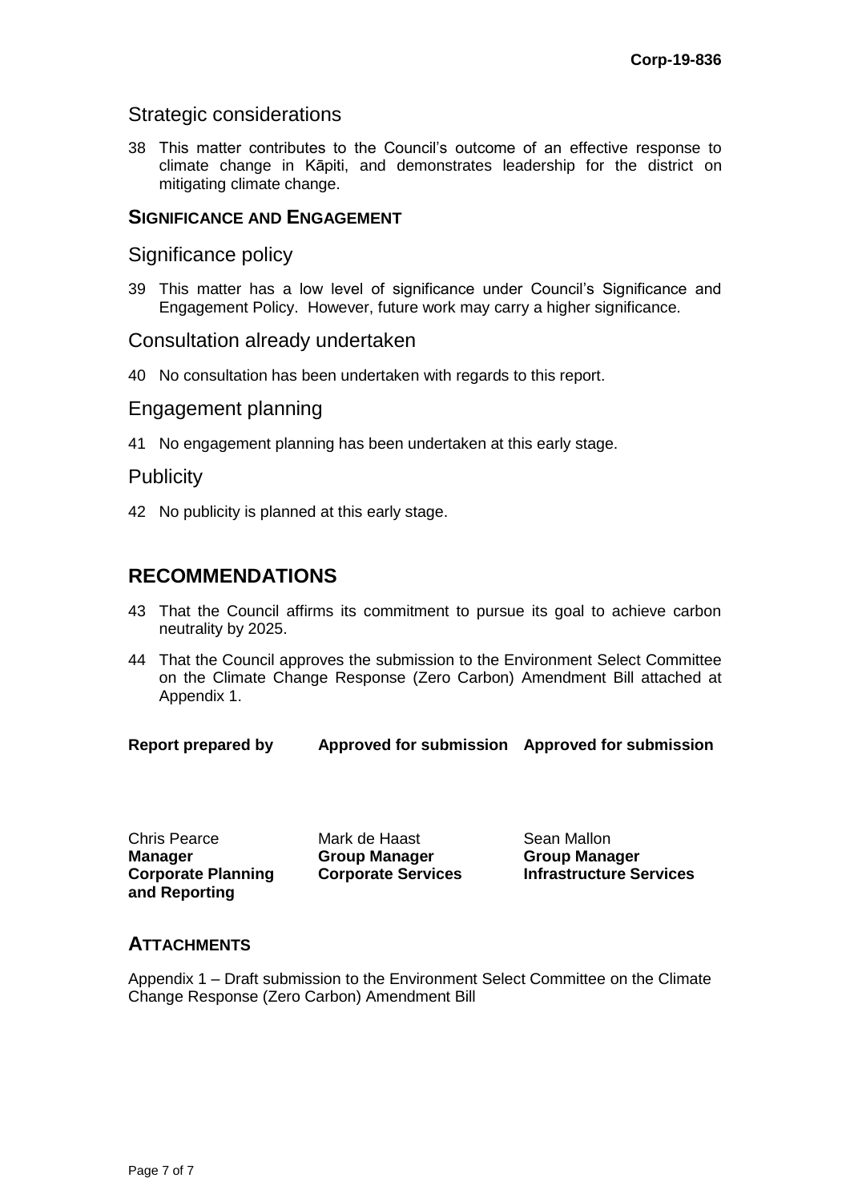## Strategic considerations

38 This matter contributes to the Council's outcome of an effective response to climate change in Kāpiti, and demonstrates leadership for the district on mitigating climate change.

### SIGNIFICANCE AND ENGAGEMENT

## Significance policy

39 This matter has a low level of significance under Council's Significance and Engagement Policy. However, future work may carry a higher significance.

## Consultation already undertaken

40 No consultation has been undertaken with regards to this report.

## Engagement planning

41 No engagement planning has been undertaken at this early stage.

## Publicity

42 No publicity is planned at this early stage.

# RECOMMENDATIONS

43 That the Council affirms its commitment to pursue its goal to achieve carbon neutrality by 2025.

44 That the Council approves the submission to the Environment Select Committee on the Climate Change Response (Zero Carbon) Amendment Bill attached at Appendix 1.

| Report prepared by | Approved for submission | Approved for submission |
|---|---|---|
| Chris Pearce<br>**Manager**<br>**Corporate Planning and Reporting** | Mark de Haast<br>**Group Manager**<br>**Corporate Services** | Sean Mallon<br>**Group Manager**<br>**Infrastructure Services** |

### ATTACHMENTS

Appendix 1 – Draft submission to the Environment Select Committee on the Climate Change Response (Zero Carbon) Amendment Bill